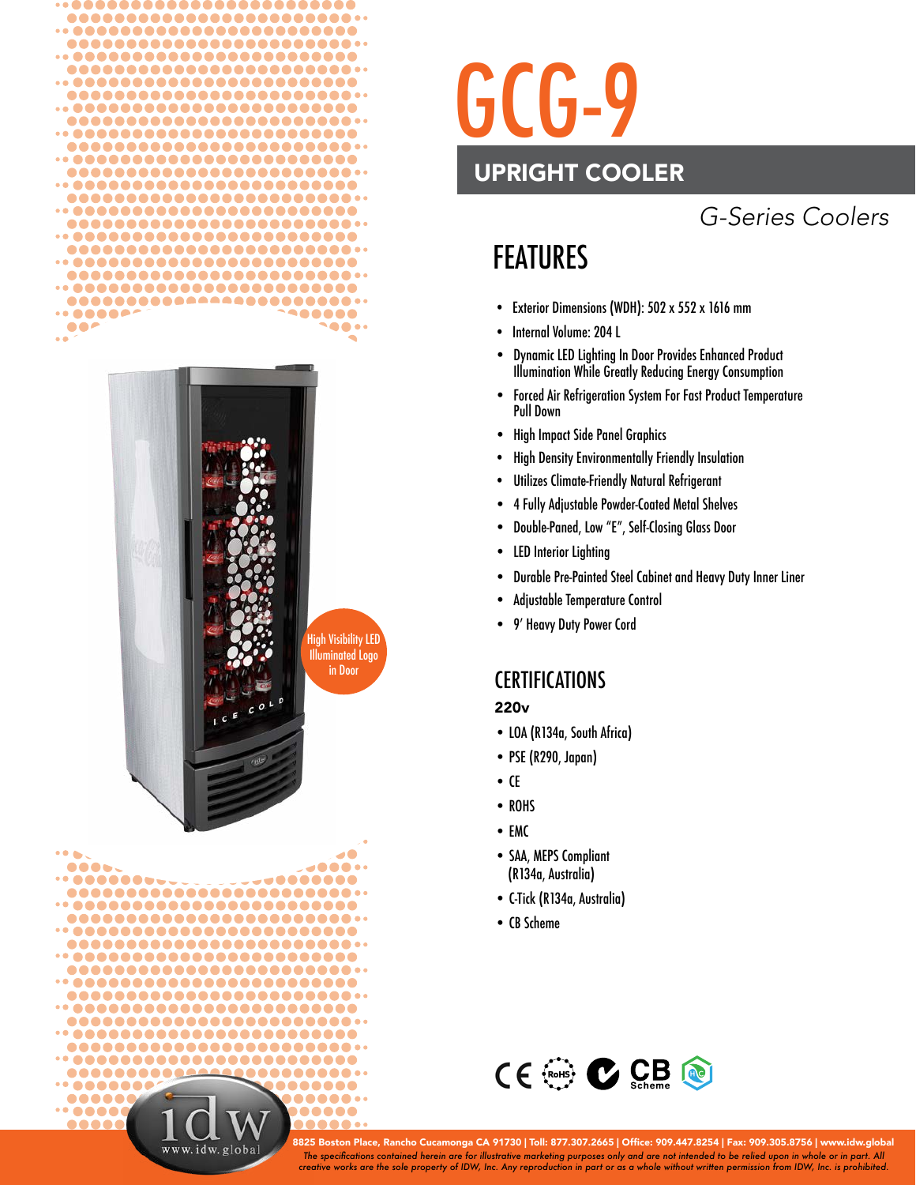# GCG-9

## UPRIGHT COOLER

*G-Series Coolers*

## FEATURES

- Exterior Dimensions (WDH): 502 x 552 x 1616 mm
- Internal Volume: 204 L
- Dynamic LED Lighting In Door Provides Enhanced Product Illumination While Greatly Reducing Energy Consumption
- Forced Air Refrigeration System For Fast Product Temperature Pull Down
- High Impact Side Panel Graphics
- High Density Environmentally Friendly Insulation
- Utilizes Climate-Friendly Natural Refrigerant
- 4 Fully Adjustable Powder-Coated Metal Shelves
- Double-Paned, Low "E", Self-Closing Glass Door
- LED Interior Lighting
- Durable Pre-Painted Steel Cabinet and Heavy Duty Inner Liner
- Adjustable Temperature Control
- 9' Heavy Duty Power Cord

High Visibility LED Illuminated Logo in Door

## CERTIFICATIONS

**220v**

- LOA (R134a, South Africa)
- PSE (R290, Japan)
- CE
- ROHS
- EMC
- SAA, MEPS Compliant (R134a, Australia)
- C-Tick (R134a, Australia)
- CB Scheme

8825 Boston Place, Rancho Cucamonga CA 91730 | Toll: 877.307.2665 | Office: 909.447.8254 | Fax: 909.305.8756 | www.idw.global

*The specifications contained herein are for illustrative marketing purposes only and are not intended to be relied upon in whole or in part. All creative works are the sole property of IDW, Inc. Any reproduction in part or as a whole without written permission from IDW, Inc. is prohibited.*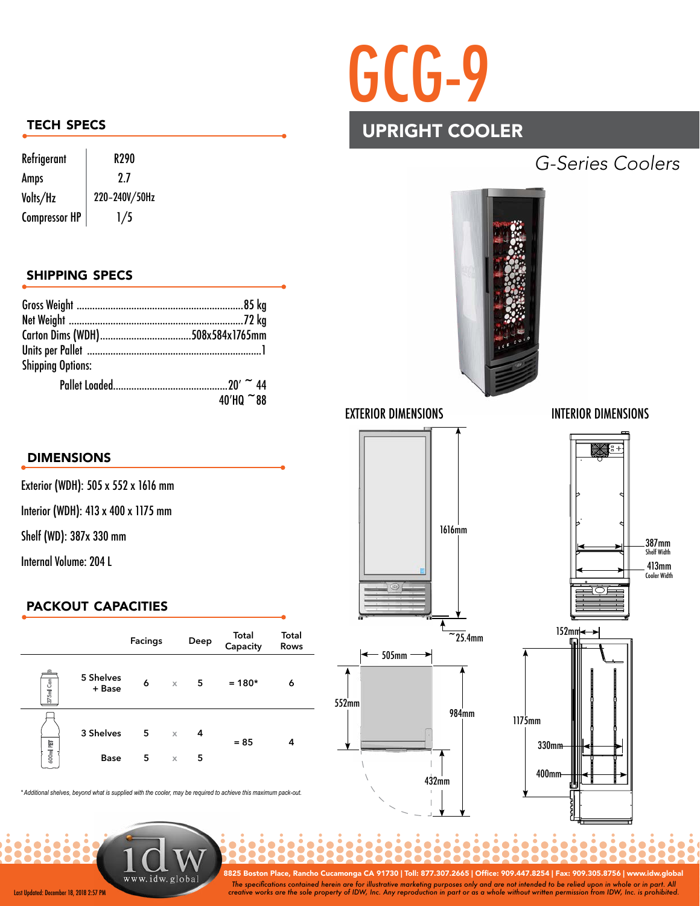# GCG-9

## UPRIGHT COOLER

*G-Series Coolers*

## TECH SPECS

| | |
|---|---|
| Refrigerant | R290 |
| Amps | 2.7 |
| Volts/Hz | 220-240V/50Hz |
| Compressor HP | 1/5 |

## SHIPPING SPECS

Gross Weight ...............................................................85 kg
Net Weight ...................................................................72 kg
Carton Dims (WDH)...................................508x584x1765mm
Units per Pallet ..................................................................1
Shipping Options:
Pallet Loaded...........................................20' ~ 44
40'HQ ~88

## DIMENSIONS

Exterior (WDH): 505 x 552 x 1616 mm

Interior (WDH): 413 x 400 x 1175 mm

Shelf (WD): 387x 330 mm

Internal Volume: 204 L

## PACKOUT CAPACITIES

| | | Facings | | Deep | Total Capacity | Total Rows |
|---|---|---|---|---|---|---|
| 375ml Can | 5 Shelves + Base | 6 | x | 5 | = 180* | 6 |
| 600ml PET | 3 Shelves | 5 | x | 4 | = 85 | 4 |
| | Base | 5 | x | 5 | | |

*\*Additional shelves, beyond what is supplied with the cooler, may be required to achieve this maximum pack-out.*

EXTERIOR DIMENSIONS

1616mm
~25.4mm
505mm
552mm
984mm
432mm

INTERIOR DIMENSIONS

387mm
Shelf Width
413mm
Cooler Width
152mm
1175mm
330mm
400mm

idw
www.idw.global

8825 Boston Place, Rancho Cucamonga CA 91730 | Toll: 877.307.2665 | Office: 909.447.8254 | Fax: 909.305.8756 | www.idw.global

*The specifications contained herein are for illustrative marketing purposes only and are not intended to be relied upon in whole or in part. All creative works are the sole property of IDW, Inc. Any reproduction in part or as a whole without written permission from IDW, Inc. is prohibited.*

Last Updated: December 18, 2018 2:57 PM